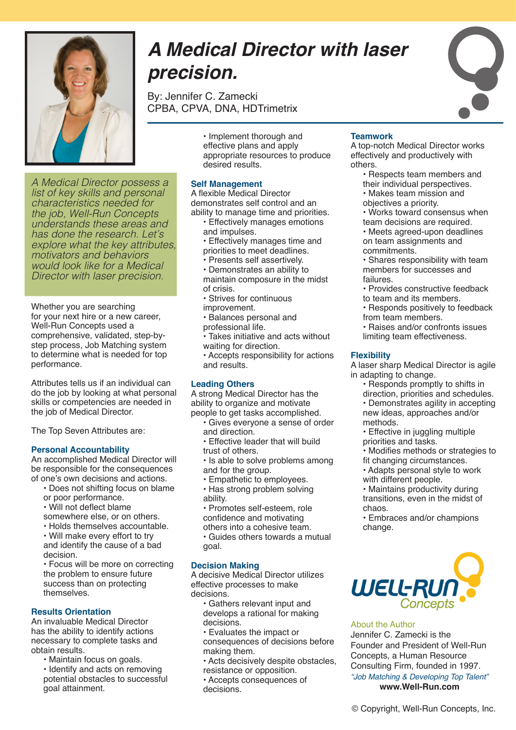# A Medical Director with laser precision.

By: Jennifer C. Zamecki
CPBA, CPVA, DNA, HDTrimetrix

*A Medical Director possess a list of key skills and personal characteristics needed for the job, Well-Run Concepts understands these areas and has done the research. Let's explore what the key attributes, motivators and behaviors would look like for a Medical Director with laser precision.*

Whether you are searching for your next hire or a new career, Well-Run Concepts used a comprehensive, validated, step-by-step process, Job Matching system to determine what is needed for top performance.

Attributes tells us if an individual can do the job by looking at what personal skills or competencies are needed in the job of Medical Director.

The Top Seven Attributes are:

### Personal Accountability

An accomplished Medical Director will be responsible for the consequences of one's own decisions and actions.

- Does not shifting focus on blame or poor performance.
- Will not deflect blame somewhere else, or on others.
- Holds themselves accountable.
- Will make every effort to try and identify the cause of a bad decision.
- Focus will be more on correcting the problem to ensure future success than on protecting themselves.

### Results Orientation

An invaluable Medical Director has the ability to identify actions necessary to complete tasks and obtain results.

- Maintain focus on goals.
- Identify and acts on removing potential obstacles to successful goal attainment.
- Implement thorough and effective plans and apply appropriate resources to produce desired results.

### Self Management

A flexible Medical Director demonstrates self control and an ability to manage time and priorities.

- Effectively manages emotions and impulses.
- Effectively manages time and priorities to meet deadlines.
- Presents self assertively.
- Demonstrates an ability to maintain composure in the midst of crisis.
- Strives for continuous improvement.
- Balances personal and professional life.
- Takes initiative and acts without waiting for direction.
- Accepts responsibility for actions and results.

### Leading Others

A strong Medical Director has the ability to organize and motivate people to get tasks accomplished.

- Gives everyone a sense of order and direction.
- Effective leader that will build trust of others.
- Is able to solve problems among and for the group.
- Empathetic to employees.
- Has strong problem solving ability.
- Promotes self-esteem, role confidence and motivating others into a cohesive team.
- Guides others towards a mutual goal.

### Decision Making

A decisive Medical Director utilizes effective processes to make decisions.

- Gathers relevant input and develops a rational for making decisions.
- Evaluates the impact or consequences of decisions before making them.
- Acts decisively despite obstacles, resistance or opposition.
- Accepts consequences of decisions.

### Teamwork

A top-notch Medical Director works effectively and productively with others.

- Respects team members and their individual perspectives.
- Makes team mission and objectives a priority.
- Works toward consensus when team decisions are required.
- Meets agreed-upon deadlines on team assignments and commitments.
- Shares responsibility with team members for successes and failures.
- Provides constructive feedback to team and its members.
- Responds positively to feedback from team members.
- Raises and/or confronts issues limiting team effectiveness.

### Flexibility

A laser sharp Medical Director is agile in adapting to change.

- Responds promptly to shifts in direction, priorities and schedules.
- Demonstrates agility in accepting new ideas, approaches and/or methods.
- Effective in juggling multiple priorities and tasks.
- Modifies methods or strategies to fit changing circumstances.
- Adapts personal style to work with different people.
- Maintains productivity during transitions, even in the midst of chaos.
- Embraces and/or champions change.

WELL-RUN Concepts

About the Author

Jennifer C. Zamecki is the Founder and President of Well-Run Concepts, a Human Resource Consulting Firm, founded in 1997.

*"Job Matching & Developing Top Talent"*

**www.Well-Run.com**

© Copyright, Well-Run Concepts, Inc.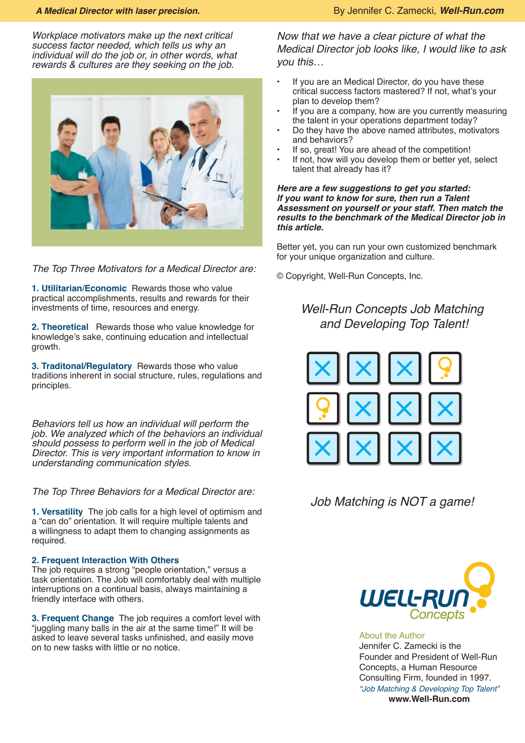*Workplace motivators make up the next critical success factor needed, which tells us why an individual will do the job or, in other words, what rewards & cultures are they seeking on the job.*

*The Top Three Motivators for a Medical Director are:*

**1. Utilitarian/Economic** Rewards those who value practical accomplishments, results and rewards for their investments of time, resources and energy.

**2. Theoretical** Rewards those who value knowledge for knowledge's sake, continuing education and intellectual growth.

**3. Traditonal/Regulatory** Rewards those who value traditions inherent in social structure, rules, regulations and principles.

*Behaviors tell us how an individual will perform the job. We analyzed which of the behaviors an individual should possess to perform well in the job of Medical Director. This is very important information to know in understanding communication styles.*

*The Top Three Behaviors for a Medical Director are:*

**1. Versatility** The job calls for a high level of optimism and a "can do" orientation. It will require multiple talents and a willingness to adapt them to changing assignments as required.

**2. Frequent Interaction With Others**
The job requires a strong "people orientation," versus a task orientation. The Job will comfortably deal with multiple interruptions on a continual basis, always maintaining a friendly interface with others.

**3. Frequent Change** The job requires a comfort level with "juggling many balls in the air at the same time!" It will be asked to leave several tasks unfinished, and easily move on to new tasks with little or no notice.

*Now that we have a clear picture of what the Medical Director job looks like, I would like to ask you this…*

- If you are an Medical Director, do you have these critical success factors mastered? If not, what's your plan to develop them?
- If you are a company, how are you currently measuring the talent in your operations department today?
- Do they have the above named attributes, motivators and behaviors?
- If so, great! You are ahead of the competition!
- If not, how will you develop them or better yet, select talent that already has it?

***Here are a few suggestions to get you started: If you want to know for sure, then run a Talent Assessment on yourself or your staff. Then match the results to the benchmark of the Medical Director job in this article.***

Better yet, you can run your own customized benchmark for your unique organization and culture.

© Copyright, Well-Run Concepts, Inc.

*Well-Run Concepts Job Matching and Developing Top Talent!*

*Job Matching is NOT a game!*

WELL-RUN Concepts

About the Author
Jennifer C. Zamecki is the Founder and President of Well-Run Concepts, a Human Resource Consulting Firm, founded in 1997.
*"Job Matching & Developing Top Talent"*
**www.Well-Run.com**